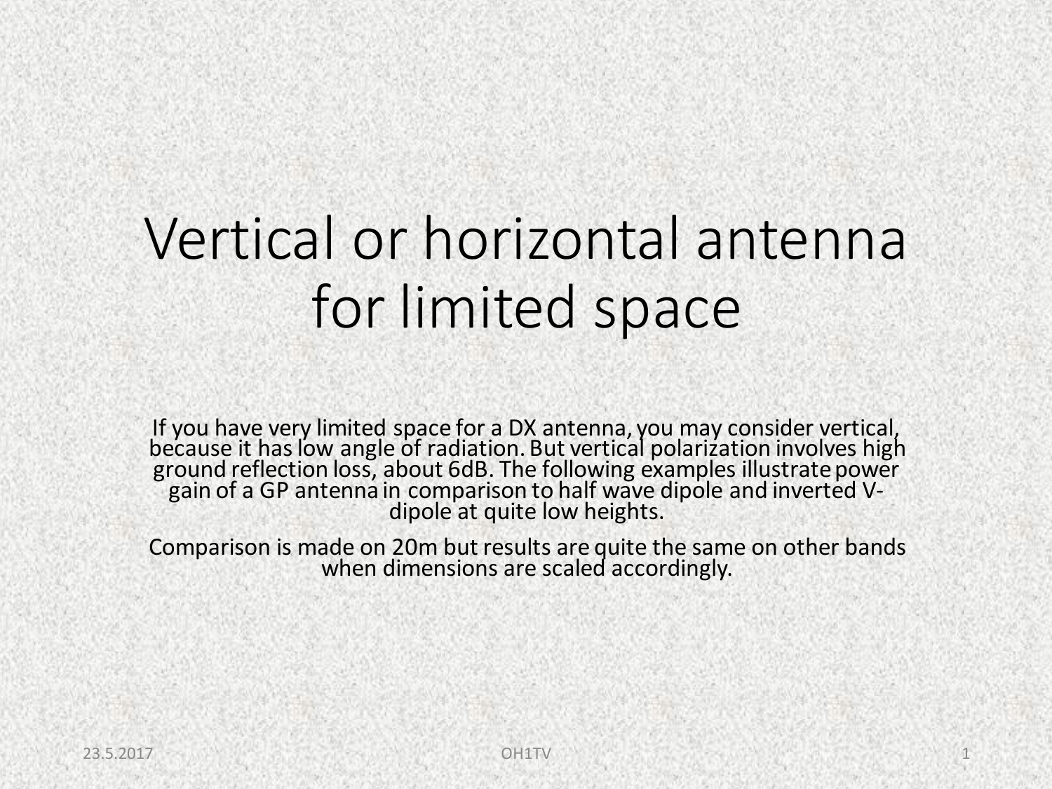# Vertical or horizontal antenna for limited space

If you have very limited space for a DX antenna, you may consider vertical, because it has low angle of radiation. But vertical polarization involves high ground reflection loss, about 6dB. The following examples illustrate power gain of a GP antenna in comparison to half wave dipole and inverted V-dipole at quite low heights.

Comparison is made on 20m but results are quite the same on other bands when dimensions are scaled accordingly.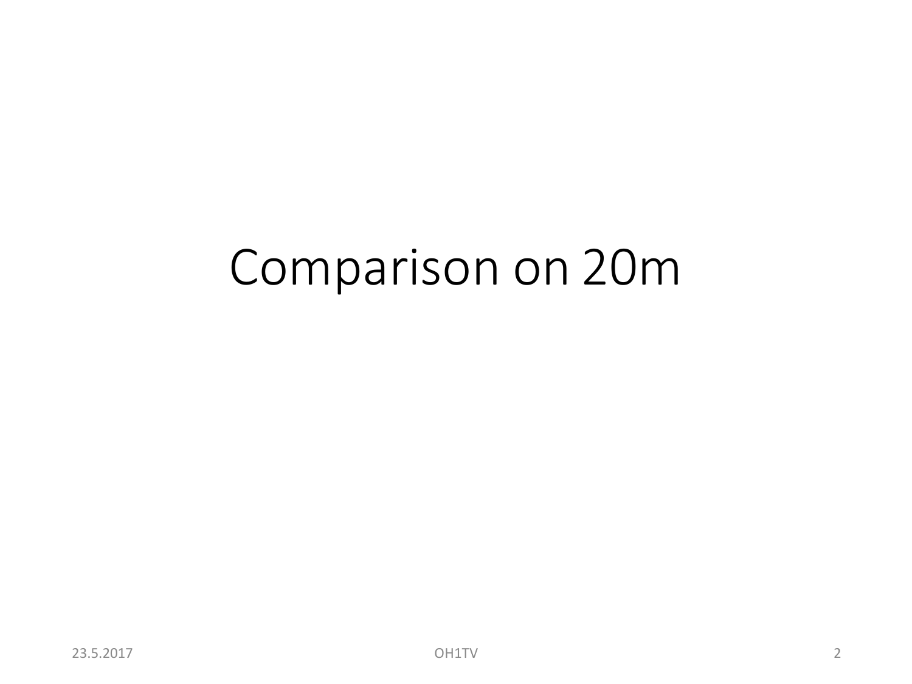# Comparison on 20m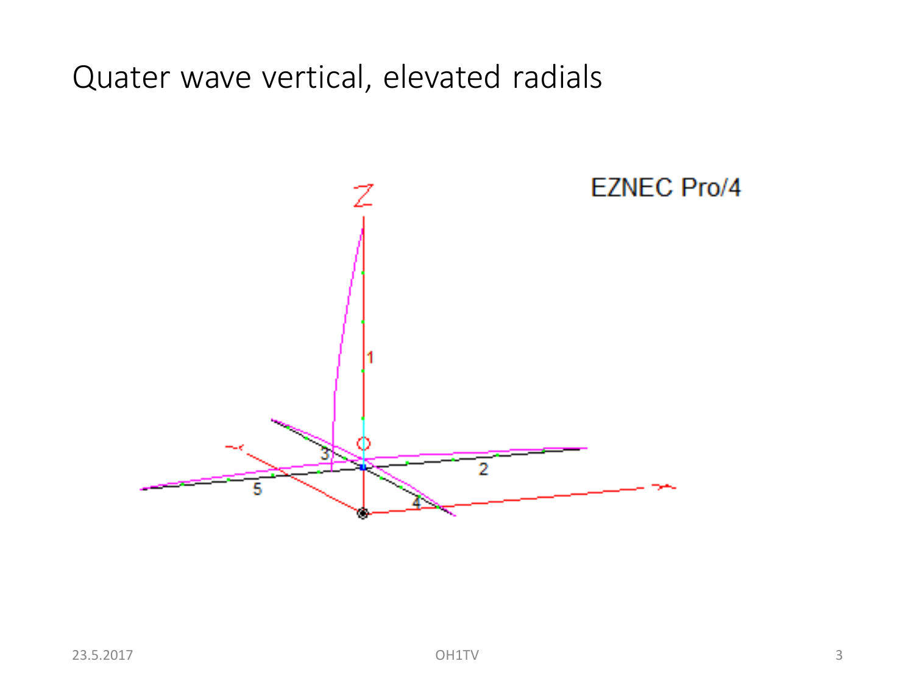# Quater wave vertical, elevated radials

EZNEC Pro/4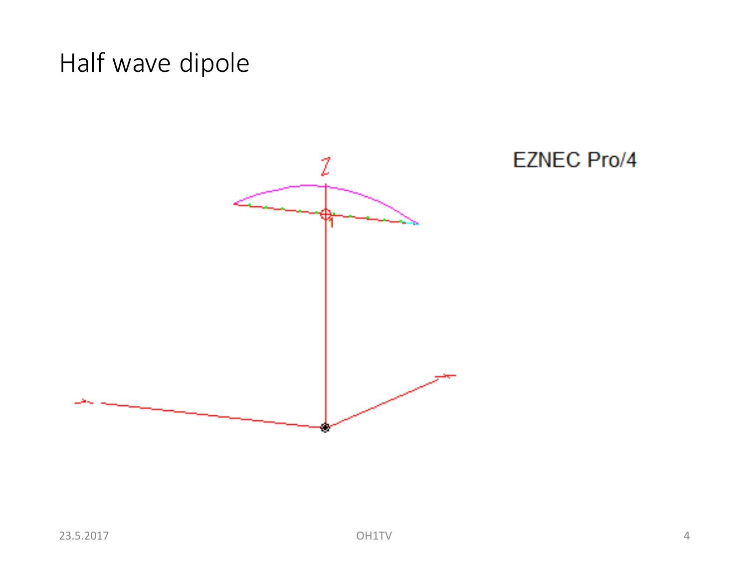# Half wave dipole

EZNEC Pro/4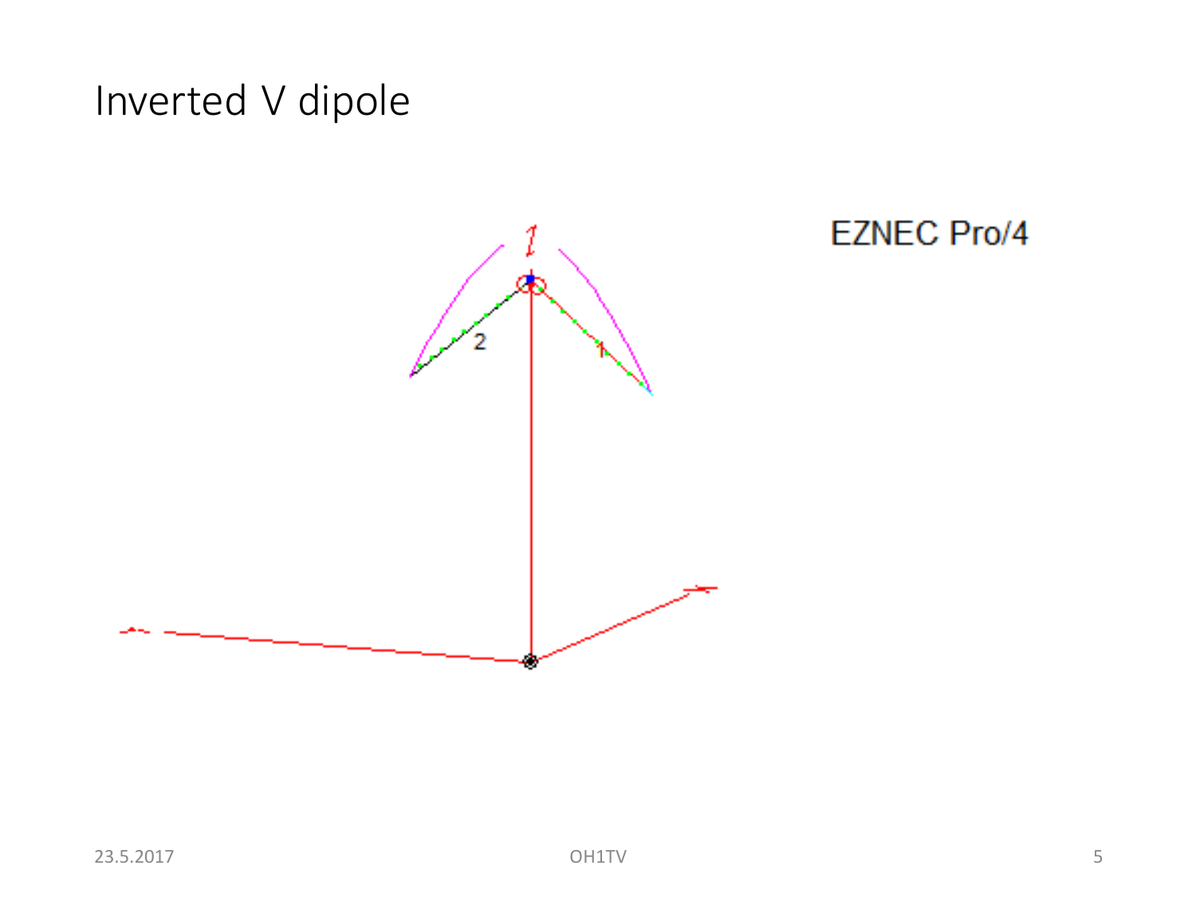# Inverted V dipole

EZNEC Pro/4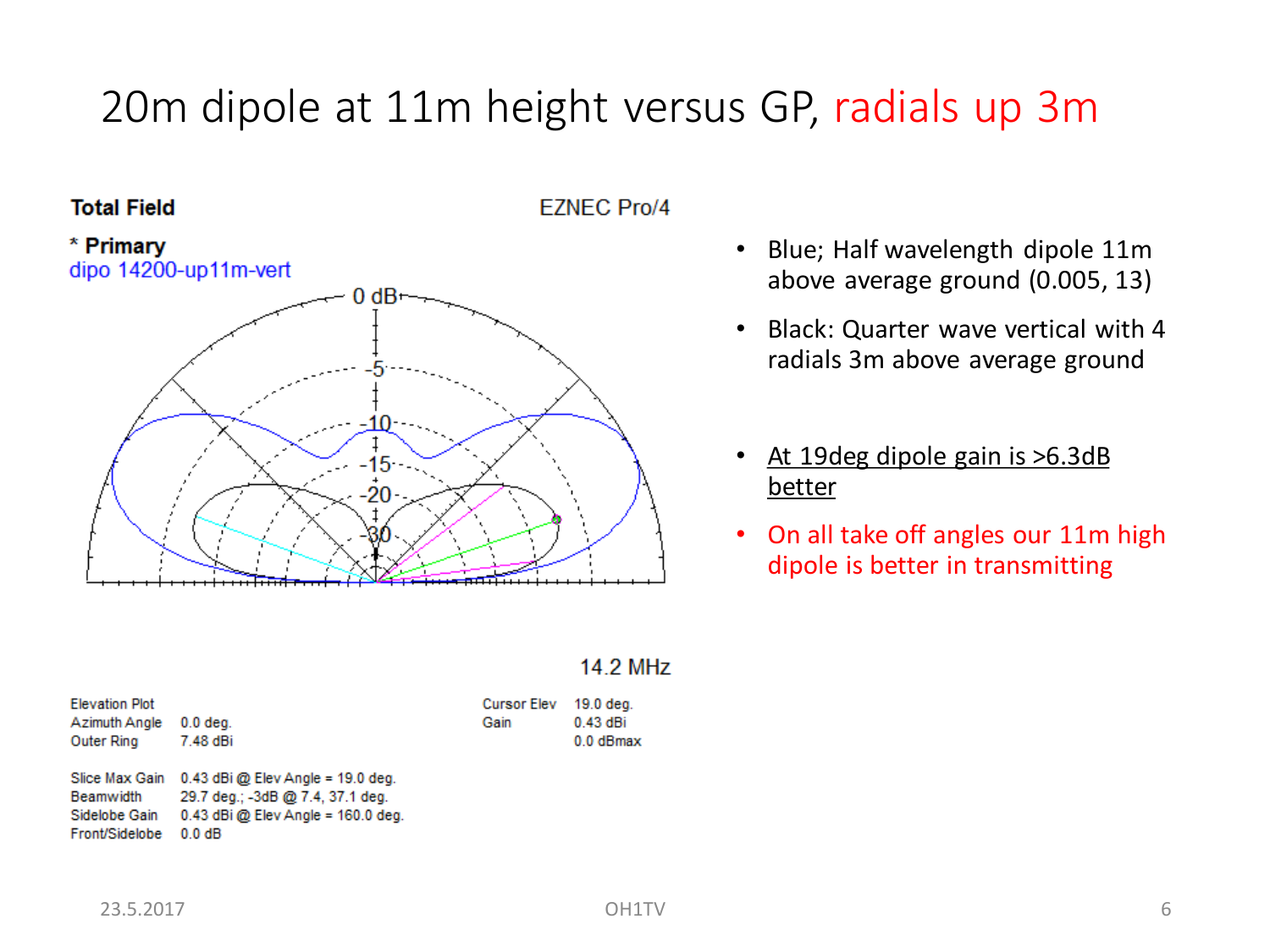# 20m dipole at 11m height versus GP, radials up 3m

**Total Field**

EZNEC Pro/4

\* **Primary**

dipo 14200-up11m-vert

14.2 MHz

| | | | |
|---|---|---|---|
| Elevation Plot | | Cursor Elev | 19.0 deg. |
| Azimuth Angle | 0.0 deg. | Gain | 0.43 dBi |
| Outer Ring | 7.48 dBi | | 0.0 dBmax |

Slice Max Gain 0.43 dBi @ Elev Angle = 19.0 deg.
Beamwidth 29.7 deg.; -3dB @ 7.4, 37.1 deg.
Sidelobe Gain 0.43 dBi @ Elev Angle = 160.0 deg.
Front/Sidelobe 0.0 dB

- Blue; Half wavelength dipole 11m above average ground (0.005, 13)
- Black: Quarter wave vertical with 4 radials 3m above average ground
- <u>At 19deg dipole gain is >6.3dB better</u>
- On all take off angles our 11m high dipole is better in transmitting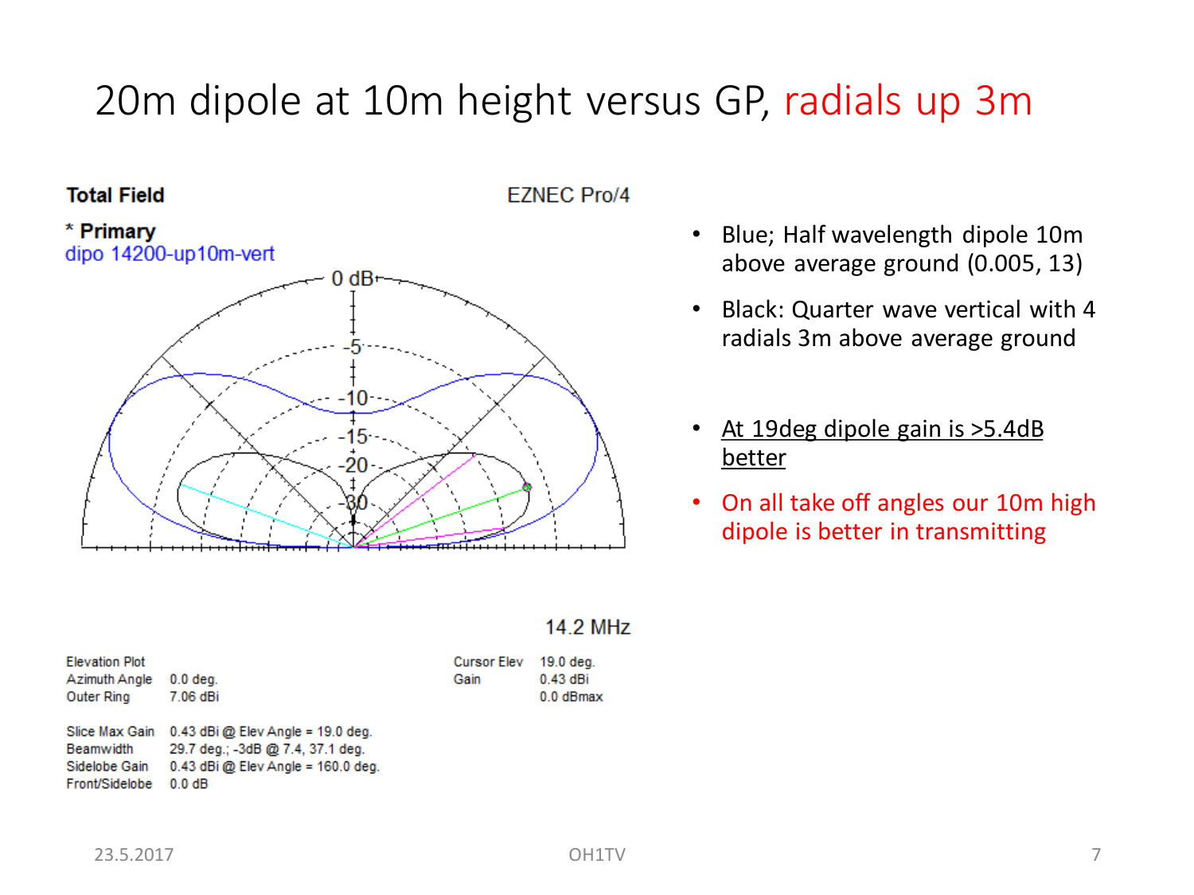# 20m dipole at 10m height versus GP, radials up 3m

**Total Field**

EZNEC Pro/4

\* **Primary**
dipo 14200-up10m-vert

14.2 MHz

| | |
|---|---|
| Elevation Plot | |
| Azimuth Angle | 0.0 deg. |
| Outer Ring | 7.06 dBi |

| | |
|---|---|
| Cursor Elev | 19.0 deg. |
| Gain | 0.43 dBi |
| | 0.0 dBmax |

| | |
|---|---|
| Slice Max Gain | 0.43 dBi @ Elev Angle = 19.0 deg. |
| Beamwidth | 29.7 deg.; -3dB @ 7.4, 37.1 deg. |
| Sidelobe Gain | 0.43 dBi @ Elev Angle = 160.0 deg. |
| Front/Sidelobe | 0.0 dB |

- Blue; Half wavelength dipole 10m above average ground (0.005, 13)
- Black: Quarter wave vertical with 4 radials 3m above average ground
- At 19deg dipole gain is >5.4dB better
- On all take off angles our 10m high dipole is better in transmitting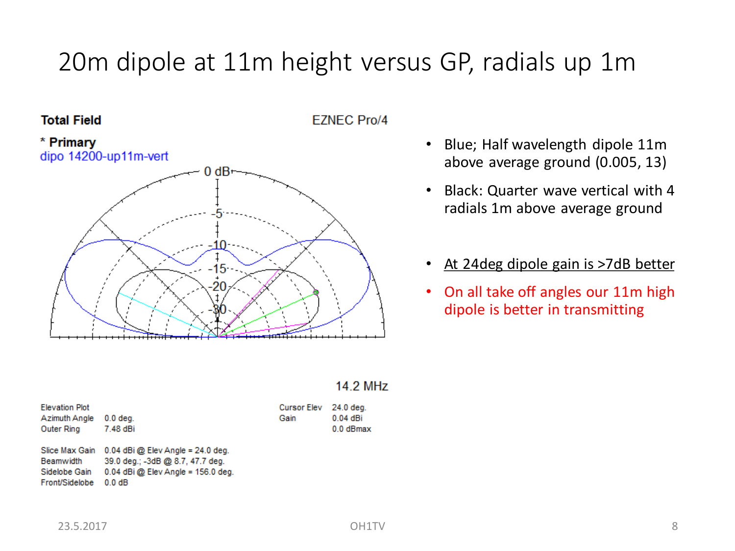# 20m dipole at 11m height versus GP, radials up 1m

**Total Field** EZNEC Pro/4

\* **Primary**
dipo 14200-up11m-vert

14.2 MHz

| | | | |
|---|---|---|---|
| Elevation Plot | | Cursor Elev | 24.0 deg. |
| Azimuth Angle | 0.0 deg. | Gain | 0.04 dBi |
| Outer Ring | 7.48 dBi | | 0.0 dBmax |

| | |
|---|---|
| Slice Max Gain | 0.04 dBi @ Elev Angle = 24.0 deg. |
| Beamwidth | 39.0 deg.; -3dB @ 8.7, 47.7 deg. |
| Sidelobe Gain | 0.04 dBi @ Elev Angle = 156.0 deg. |
| Front/Sidelobe | 0.0 dB |

- Blue; Half wavelength dipole 11m above average ground (0.005, 13)
- Black: Quarter wave vertical with 4 radials 1m above average ground

- <u>At 24deg dipole gain is >7dB better</u>
- On all take off angles our 11m high dipole is better in transmitting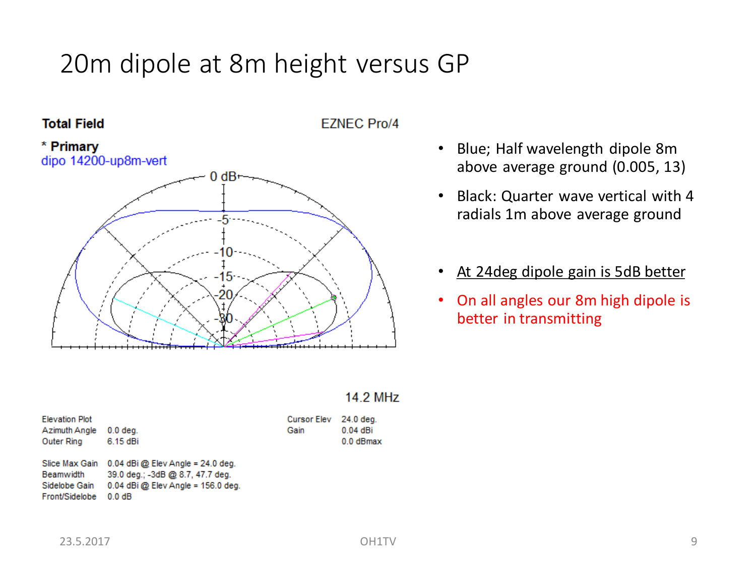# 20m dipole at 8m height versus GP

**Total Field**

EZNEC Pro/4

\* **Primary**

dipo 14200-up8m-vert

14.2 MHz

| | | | |
|---|---|---|---|
| Elevation Plot | | Cursor Elev | 24.0 deg. |
| Azimuth Angle | 0.0 deg. | Gain | 0.04 dBi |
| Outer Ring | 6.15 dBi | | 0.0 dBmax |

| | |
|---|---|
| Slice Max Gain | 0.04 dBi @ Elev Angle = 24.0 deg. |
| Beamwidth | 39.0 deg.; -3dB @ 8.7, 47.7 deg. |
| Sidelobe Gain | 0.04 dBi @ Elev Angle = 156.0 deg. |
| Front/Sidelobe | 0.0 dB |

- Blue; Half wavelength dipole 8m above average ground (0.005, 13)
- Black: Quarter wave vertical with 4 radials 1m above average ground

- At 24deg dipole gain is 5dB better
- On all angles our 8m high dipole is better in transmitting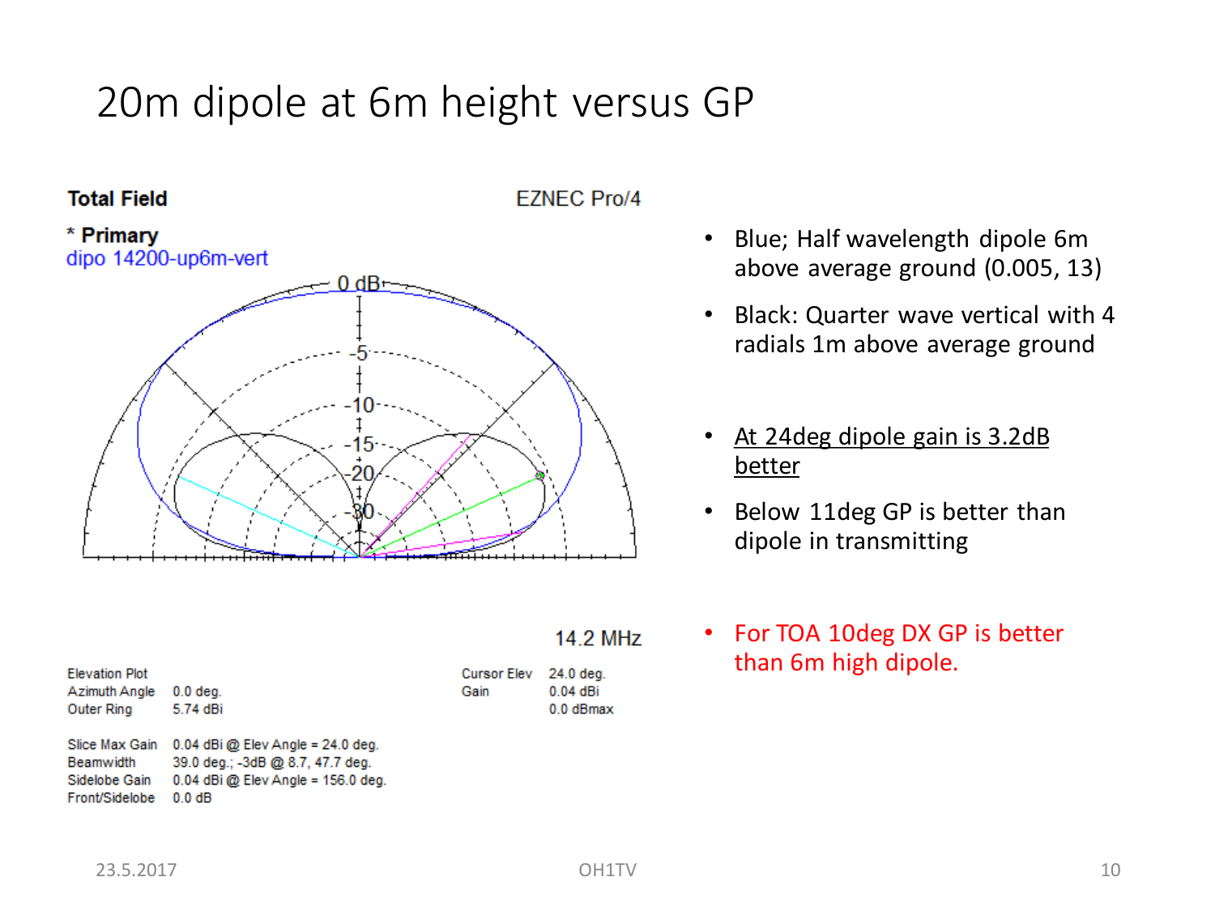# 20m dipole at 6m height versus GP

**Total Field** EZNEC Pro/4

* **Primary**
dipo 14200-up6m-vert

14.2 MHz

| | |
|---|---|
| Elevation Plot | |
| Azimuth Angle | 0.0 deg. |
| Outer Ring | 5.74 dBi |
| Slice Max Gain | 0.04 dBi @ Elev Angle = 24.0 deg. |
| Beamwidth | 39.0 deg.; -3dB @ 8.7, 47.7 deg. |
| Sidelobe Gain | 0.04 dBi @ Elev Angle = 156.0 deg. |
| Front/Sidelobe | 0.0 dB |

| | |
|---|---|
| Cursor Elev | 24.0 deg. |
| Gain | 0.04 dBi |
| | 0.0 dBmax |

- Blue; Half wavelength dipole 6m above average ground (0.005, 13)
- Black: Quarter wave vertical with 4 radials 1m above average ground

- At 24deg dipole gain is 3.2dB better
- Below 11deg GP is better than dipole in transmitting

- For TOA 10deg DX GP is better than 6m high dipole.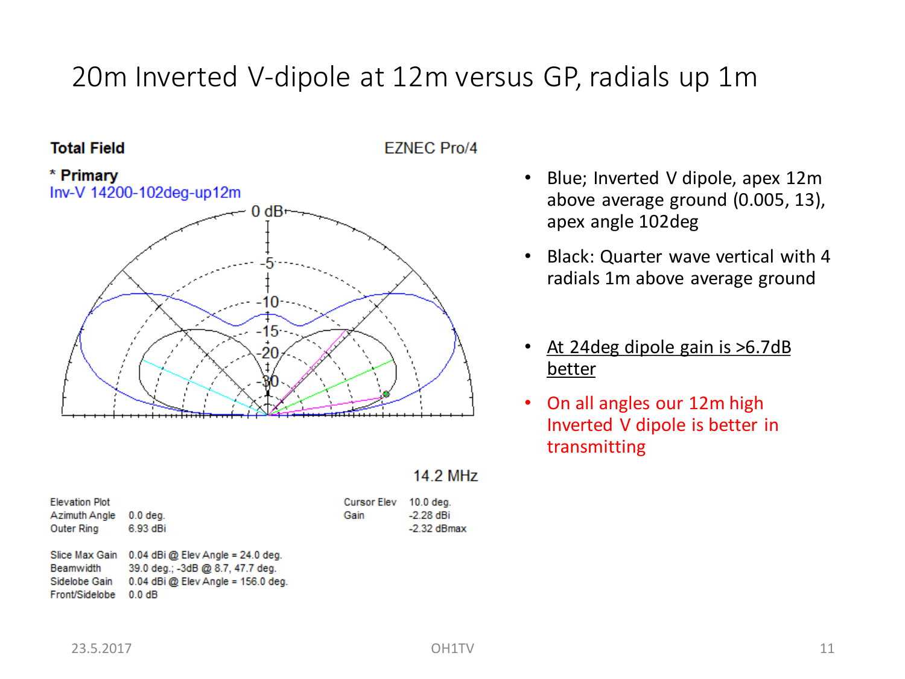# 20m Inverted V-dipole at 12m versus GP, radials up 1m

**Total Field** EZNEC Pro/4

* **Primary**
Inv-V 14200-102deg-up12m

14.2 MHz

| | | | |
|---|---|---|---|
| Elevation Plot | | Cursor Elev | 10.0 deg. |
| Azimuth Angle | 0.0 deg. | Gain | -2.28 dBi |
| Outer Ring | 6.93 dBi | | -2.32 dBmax |

| | |
|---|---|
| Slice Max Gain | 0.04 dBi @ Elev Angle = 24.0 deg. |
| Beamwidth | 39.0 deg.; -3dB @ 8.7, 47.7 deg. |
| Sidelobe Gain | 0.04 dBi @ Elev Angle = 156.0 deg. |
| Front/Sidelobe | 0.0 dB |

- Blue; Inverted V dipole, apex 12m above average ground (0.005, 13), apex angle 102deg
- Black: Quarter wave vertical with 4 radials 1m above average ground
- At 24deg dipole gain is >6.7dB better
- On all angles our 12m high Inverted V dipole is better in transmitting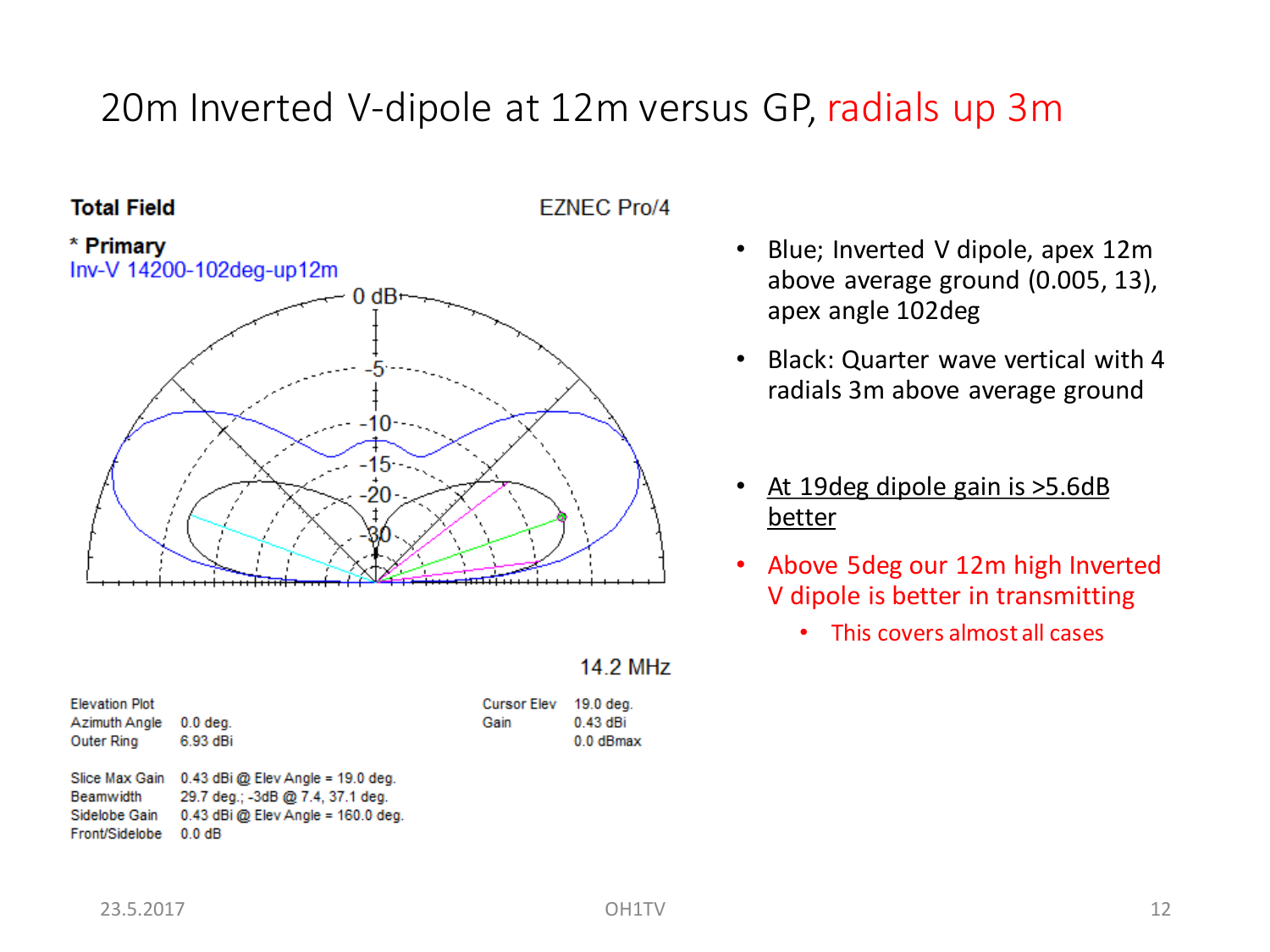# 20m Inverted V-dipole at 12m versus GP, radials up 3m

**Total Field** EZNEC Pro/4

\* **Primary**
Inv-V 14200-102deg-up12m

14.2 MHz

| Elevation Plot | |
|---|---|
| Azimuth Angle | 0.0 deg. |
| Outer Ring | 6.93 dBi |

| Cursor Elev | 19.0 deg. |
|---|---|
| Gain | 0.43 dBi |
| | 0.0 dBmax |

| Slice Max Gain | 0.43 dBi @ Elev Angle = 19.0 deg. |
|---|---|
| Beamwidth | 29.7 deg.; -3dB @ 7.4, 37.1 deg. |
| Sidelobe Gain | 0.43 dBi @ Elev Angle = 160.0 deg. |
| Front/Sidelobe | 0.0 dB |

- Blue; Inverted V dipole, apex 12m above average ground (0.005, 13), apex angle 102deg
- Black: Quarter wave vertical with 4 radials 3m above average ground
- At 19deg dipole gain is >5.6dB better
- Above 5deg our 12m high Inverted V dipole is better in transmitting
  - This covers almost all cases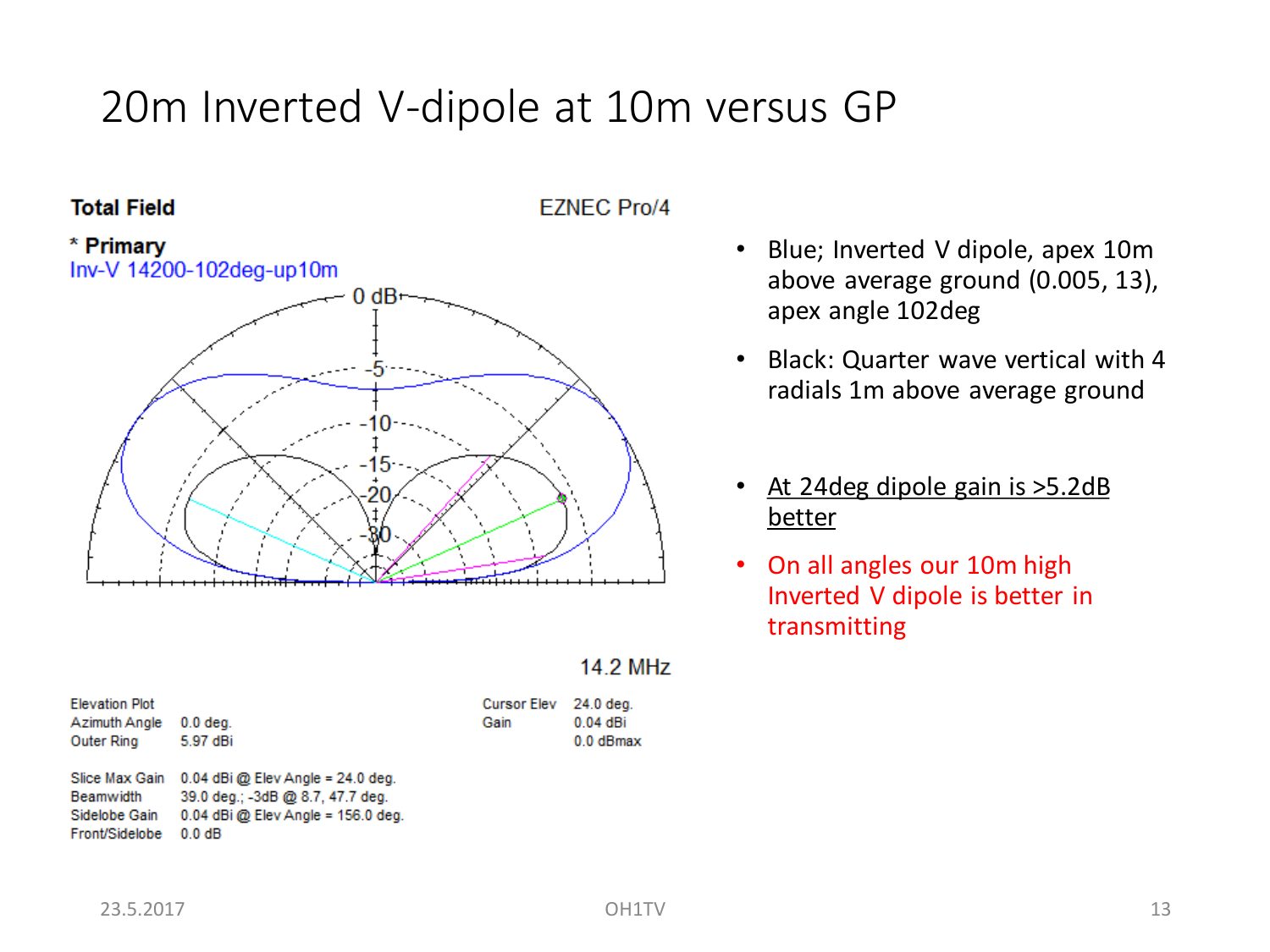# 20m Inverted V-dipole at 10m versus GP

**Total Field** EZNEC Pro/4

**\* Primary**
Inv-V 14200-102deg-up10m

14.2 MHz

| Elevation Plot | | Cursor Elev | 24.0 deg. |
|---|---|---|---|
| Azimuth Angle | 0.0 deg. | Gain | 0.04 dBi |
| Outer Ring | 5.97 dBi | | 0.0 dBmax |

| | |
|---|---|
| Slice Max Gain | 0.04 dBi @ Elev Angle = 24.0 deg. |
| Beamwidth | 39.0 deg.; -3dB @ 8.7, 47.7 deg. |
| Sidelobe Gain | 0.04 dBi @ Elev Angle = 156.0 deg. |
| Front/Sidelobe | 0.0 dB |

- Blue; Inverted V dipole, apex 10m above average ground (0.005, 13), apex angle 102deg
- Black: Quarter wave vertical with 4 radials 1m above average ground
- <u>At 24deg dipole gain is >5.2dB better</u>
- On all angles our 10m high Inverted V dipole is better in transmitting

23.5.2017 OH1TV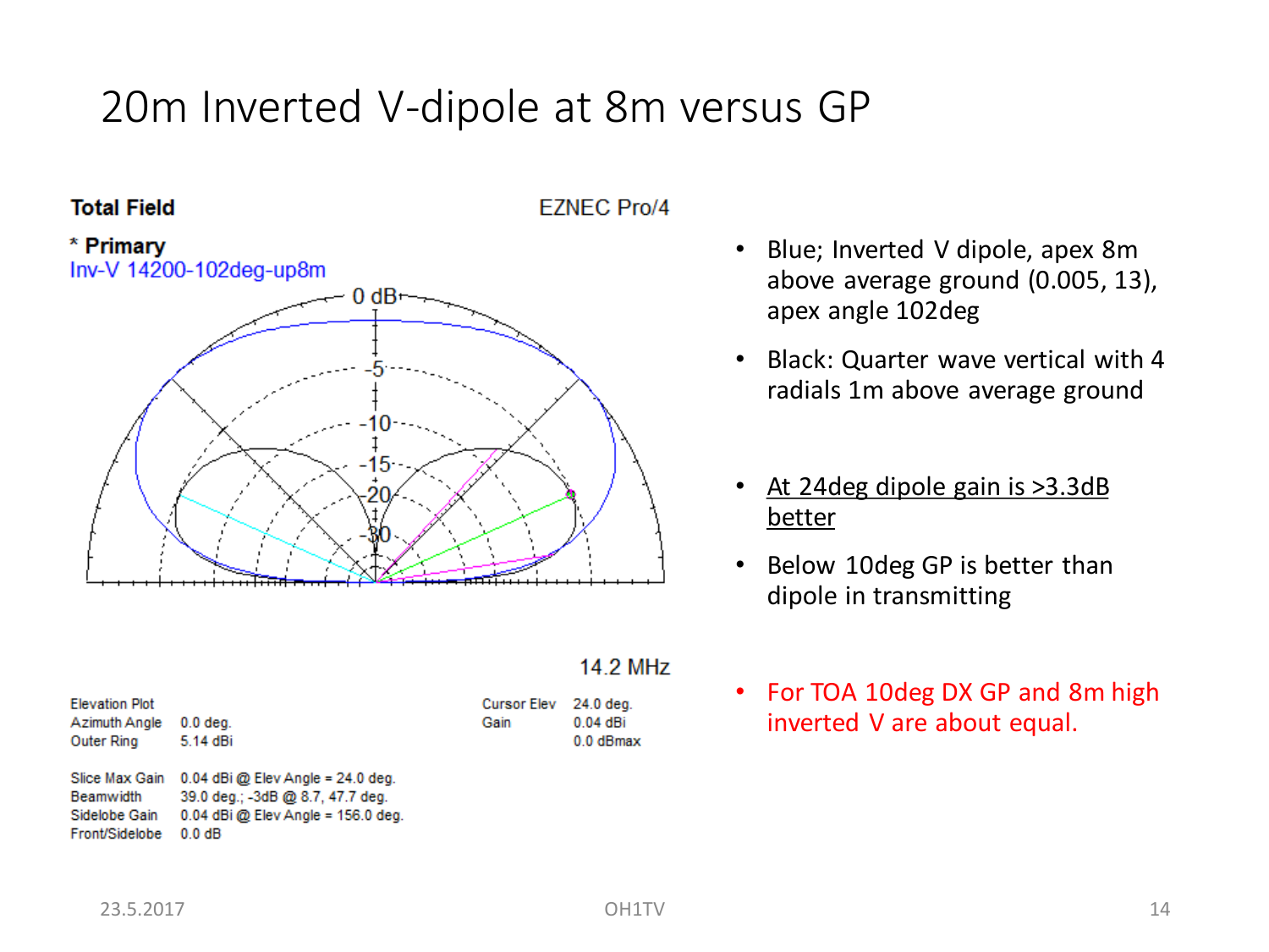# 20m Inverted V-dipole at 8m versus GP

**Total Field** EZNEC Pro/4

\* **Primary**
Inv-V 14200-102deg-up8m

14.2 MHz

| | |
|---|---|
| Elevation Plot | |
| Azimuth Angle | 0.0 deg. |
| Outer Ring | 5.14 dBi |

| | |
|---|---|
| Cursor Elev | 24.0 deg. |
| Gain | 0.04 dBi |
| | 0.0 dBmax |

| | |
|---|---|
| Slice Max Gain | 0.04 dBi @ Elev Angle = 24.0 deg. |
| Beamwidth | 39.0 deg.; -3dB @ 8.7, 47.7 deg. |
| Sidelobe Gain | 0.04 dBi @ Elev Angle = 156.0 deg. |
| Front/Sidelobe | 0.0 dB |

- Blue; Inverted V dipole, apex 8m above average ground (0.005, 13), apex angle 102deg
- Black: Quarter wave vertical with 4 radials 1m above average ground
- At 24deg dipole gain is >3.3dB better
- Below 10deg GP is better than dipole in transmitting
- For TOA 10deg DX GP and 8m high inverted V are about equal.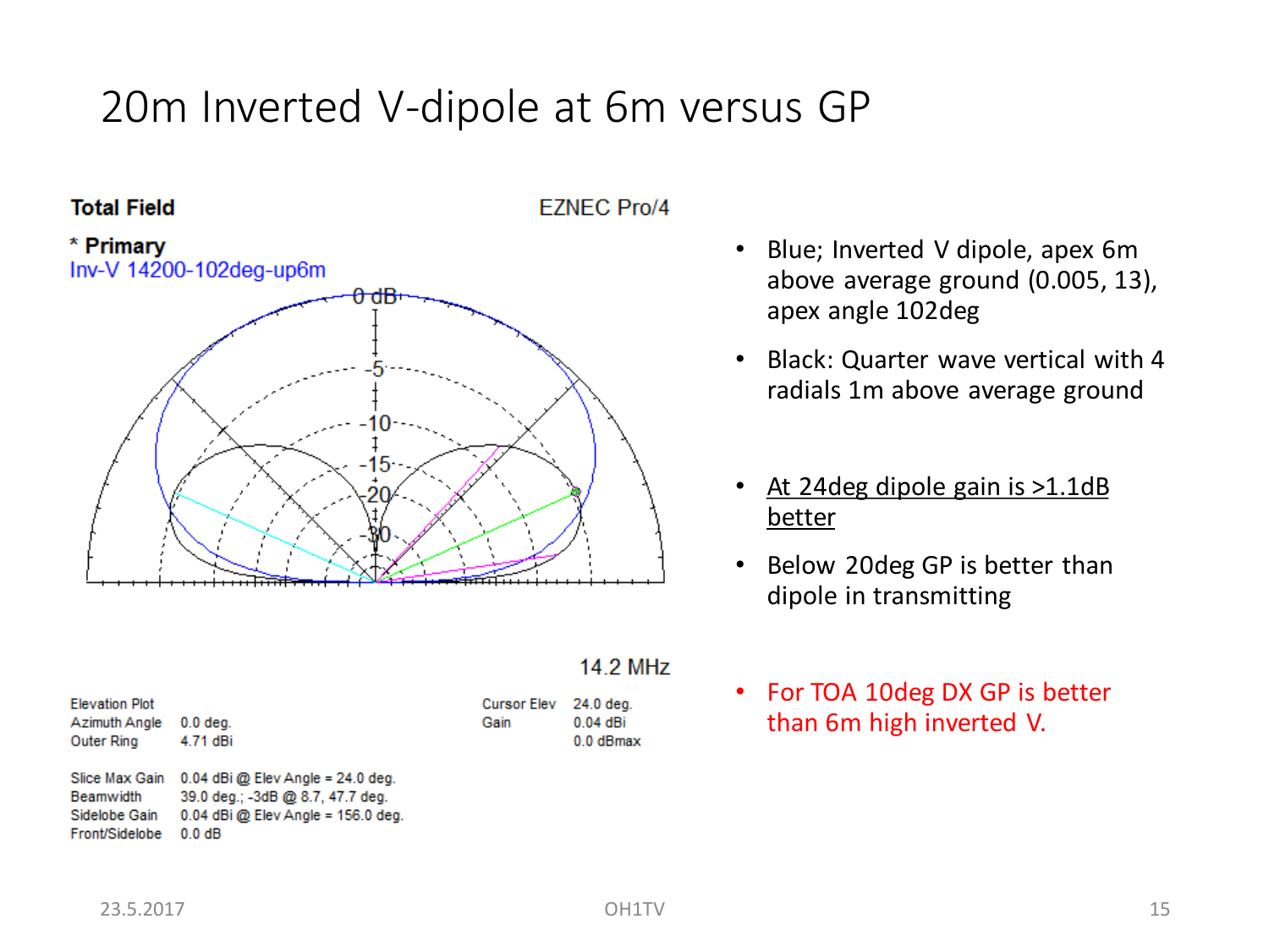# 20m Inverted V-dipole at 6m versus GP

**Total Field** EZNEC Pro/4

\* **Primary**
Inv-V 14200-102deg-up6m

14.2 MHz

Elevation Plot
Azimuth Angle 0.0 deg.
Outer Ring 4.71 dBi

Cursor Elev 24.0 deg.
Gain 0.04 dBi
0.0 dBmax

Slice Max Gain 0.04 dBi @ Elev Angle = 24.0 deg.
Beamwidth 39.0 deg.; -3dB @ 8.7, 47.7 deg.
Sidelobe Gain 0.04 dBi @ Elev Angle = 156.0 deg.
Front/Sidelobe 0.0 dB

- Blue; Inverted V dipole, apex 6m above average ground (0.005, 13), apex angle 102deg
- Black: Quarter wave vertical with 4 radials 1m above average ground
- At 24deg dipole gain is >1.1dB better
- Below 20deg GP is better than dipole in transmitting
- For TOA 10deg DX GP is better than 6m high inverted V.

23.5.2017 OH1TV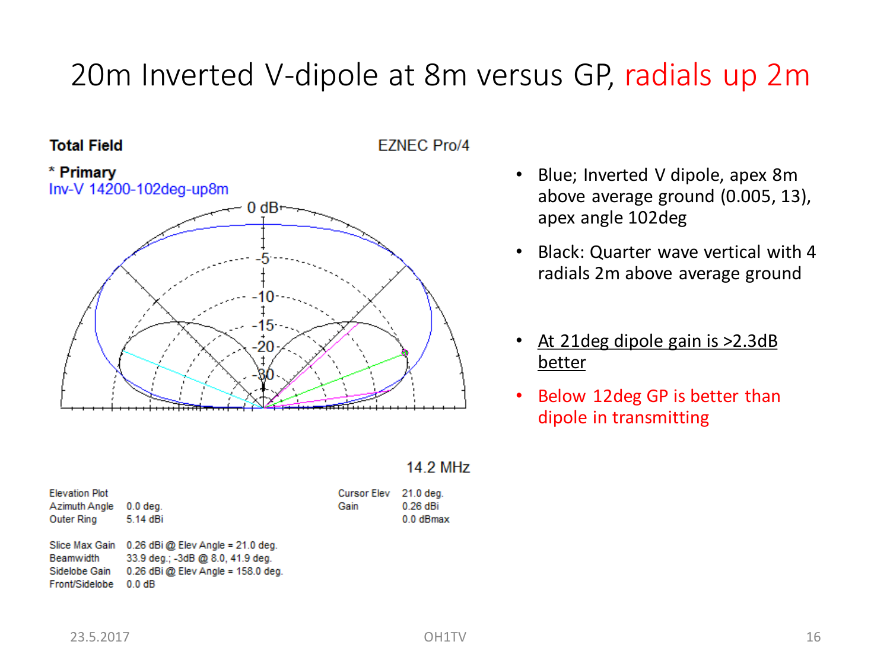# 20m Inverted V-dipole at 8m versus GP, radials up 2m

**Total Field**

EZNEC Pro/4

\* **Primary**

Inv-V 14200-102deg-up8m

14.2 MHz

| | | | | |
|---|---|---|---|---|
| Elevation Plot | | | Cursor Elev | 21.0 deg. |
| Azimuth Angle | 0.0 deg. | | Gain | 0.26 dBi |
| Outer Ring | 5.14 dBi | | | 0.0 dBmax |

| | |
|---|---|
| Slice Max Gain | 0.26 dBi @ Elev Angle = 21.0 deg. |
| Beamwidth | 33.9 deg.; -3dB @ 8.0, 41.9 deg. |
| Sidelobe Gain | 0.26 dBi @ Elev Angle = 158.0 deg. |
| Front/Sidelobe | 0.0 dB |

- Blue; Inverted V dipole, apex 8m above average ground (0.005, 13), apex angle 102deg
- Black: Quarter wave vertical with 4 radials 2m above average ground
- <u>At 21deg dipole gain is >2.3dB better</u>
- Below 12deg GP is better than dipole in transmitting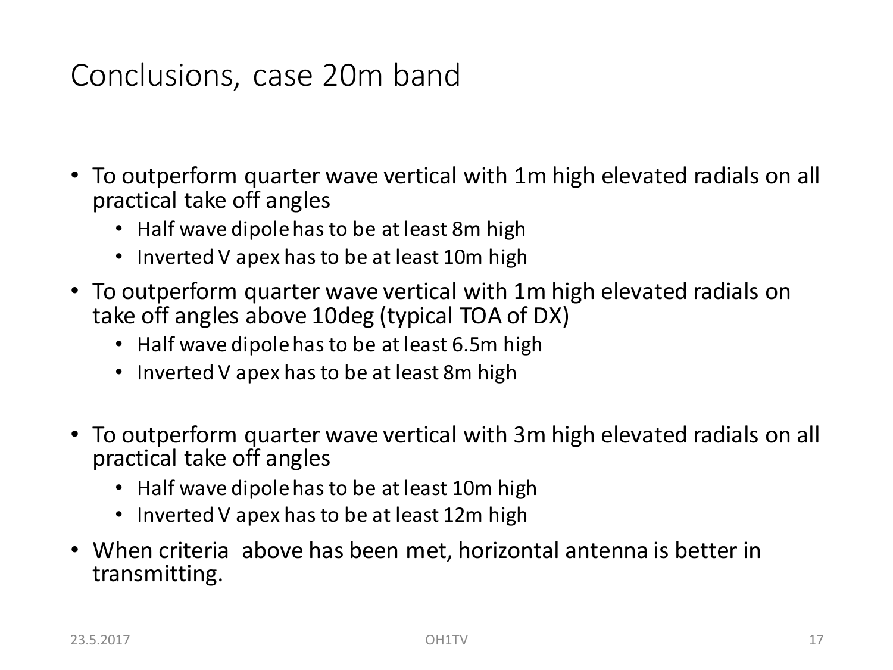# Conclusions, case 20m band

- To outperform quarter wave vertical with 1m high elevated radials on all practical take off angles
  - Half wave dipole has to be at least 8m high
  - Inverted V apex has to be at least 10m high
- To outperform quarter wave vertical with 1m high elevated radials on take off angles above 10deg (typical TOA of DX)
  - Half wave dipole has to be at least 6.5m high
  - Inverted V apex has to be at least 8m high

- To outperform quarter wave vertical with 3m high elevated radials on all practical take off angles
  - Half wave dipole has to be at least 10m high
  - Inverted V apex has to be at least 12m high
- When criteria above has been met, horizontal antenna is better in transmitting.